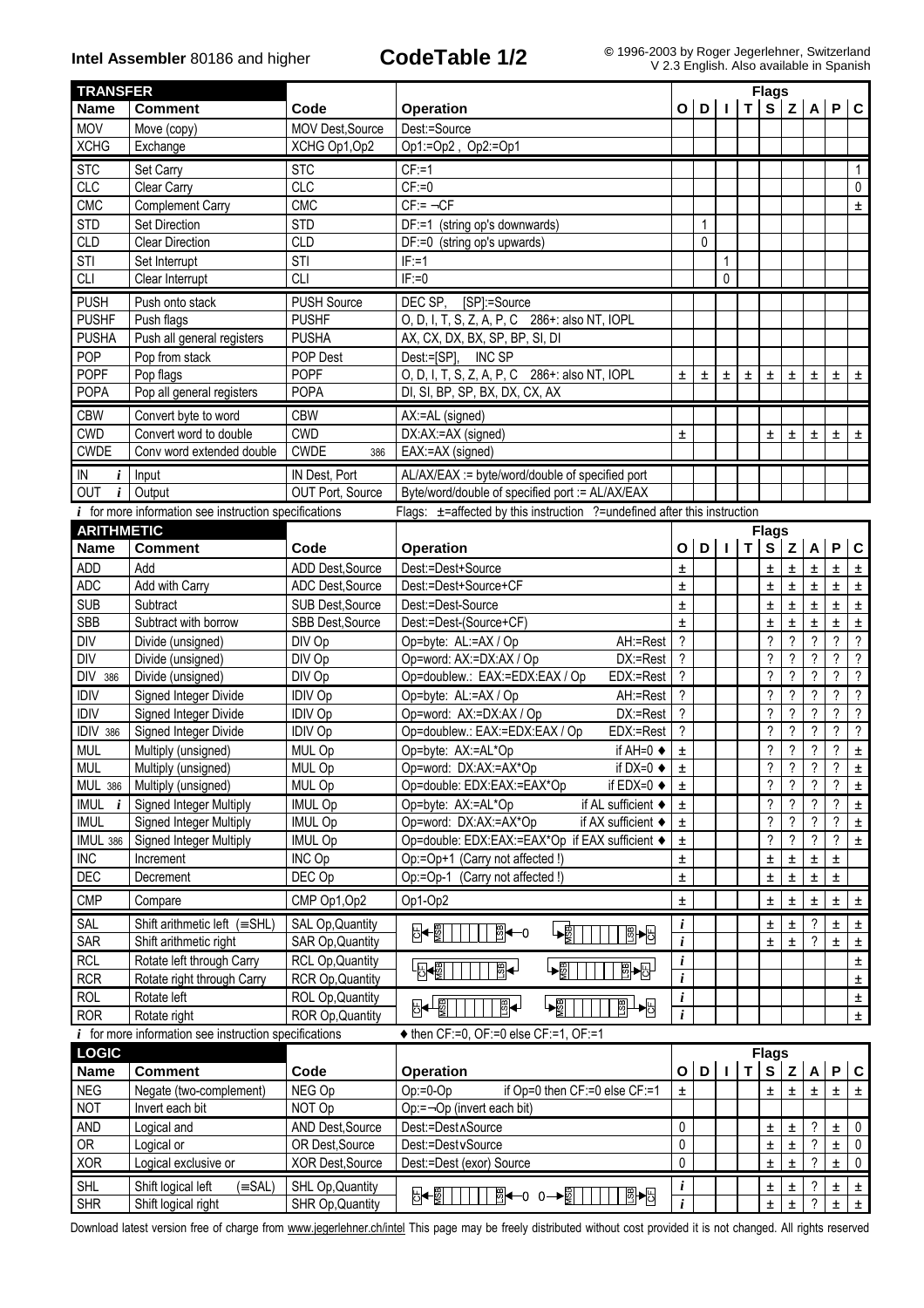**Intel Assembler** 80186 and higher

# CodeTable 1/2

© 1996-2003 by Roger Jegerlehner, Switzerland
V 2.3 English. Also available in Spanish

## TRANSFER

| Name | Comment | Code | Operation | O | D | I | T | S | Z | A | P | C |
|---|---|---|---|---|---|---|---|---|---|---|---|---|
| MOV | Move (copy) | MOV Dest,Source | Dest:=Source | | | | | | | | | |
| XCHG | Exchange | XCHG Op1,Op2 | Op1:=Op2 , Op2:=Op1 | | | | | | | | | |
| STC | Set Carry | STC | CF:=1 | | | | | | | | | 1 |
| CLC | Clear Carry | CLC | CF:=0 | | | | | | | | | 0 |
| CMC | Complement Carry | CMC | CF:= ¬CF | | | | | | | | | ± |
| STD | Set Direction | STD | DF:=1 (string op's downwards) | | 1 | | | | | | | |
| CLD | Clear Direction | CLD | DF:=0 (string op's upwards) | | 0 | | | | | | | |
| STI | Set Interrupt | STI | IF:=1 | | | 1 | | | | | | |
| CLI | Clear Interrupt | CLI | IF:=0 | | | 0 | | | | | | |
| PUSH | Push onto stack | PUSH Source | DEC SP, [SP]:=Source | | | | | | | | | |
| PUSHF | Push flags | PUSHF | O, D, I, T, S, Z, A, P, C 286+: also NT, IOPL | | | | | | | | | |
| PUSHA | Push all general registers | PUSHA | AX, CX, DX, BX, SP, BP, SI, DI | | | | | | | | | |
| POP | Pop from stack | POP Dest | Dest:=[SP], INC SP | | | | | | | | | |
| POPF | Pop flags | POPF | O, D, I, T, S, Z, A, P, C 286+: also NT, IOPL | ± | ± | ± | ± | ± | ± | ± | ± | ± |
| POPA | Pop all general registers | POPA | DI, SI, BP, SP, BX, DX, CX, AX | | | | | | | | | |
| CBW | Convert byte to word | CBW | AX:=AL (signed) | | | | | | | | | |
| CWD | Convert word to double | CWD | DX:AX:=AX (signed) | ± | | | | ± | ± | ± | ± | ± |
| CWDE | Conv word extended double | CWDE 386 | EAX:=AX (signed) | | | | | | | | | |
| IN *i* | Input | IN Dest, Port | AL/AX/EAX := byte/word/double of specified port | | | | | | | | | |
| OUT *i* | Output | OUT Port, Source | Byte/word/double of specified port := AL/AX/EAX | | | | | | | | | |

*i* for more information see instruction specifications

Flags: ±=affected by this instruction ?=undefined after this instruction

## ARITHMETIC

| Name | Comment | Code | Operation | O | D | I | T | S | Z | A | P | C |
|---|---|---|---|---|---|---|---|---|---|---|---|---|
| ADD | Add | ADD Dest,Source | Dest:=Dest+Source | ± | | | | ± | ± | ± | ± | ± |
| ADC | Add with Carry | ADC Dest,Source | Dest:=Dest+Source+CF | ± | | | | ± | ± | ± | ± | ± |
| SUB | Subtract | SUB Dest,Source | Dest:=Dest-Source | ± | | | | ± | ± | ± | ± | ± |
| SBB | Subtract with borrow | SBB Dest,Source | Dest:=Dest-(Source+CF) | ± | | | | ± | ± | ± | ± | ± |
| DIV | Divide (unsigned) | DIV Op | Op=byte: AL:=AX / Op AH:=Rest | ? | | | | ? | ? | ? | ? | ? |
| DIV | Divide (unsigned) | DIV Op | Op=word: AX:=DX:AX / Op DX:=Rest | ? | | | | ? | ? | ? | ? | ? |
| DIV 386 | Divide (unsigned) | DIV Op | Op=doublew.: EAX:=EDX:EAX / Op EDX:=Rest | ? | | | | ? | ? | ? | ? | ? |
| IDIV | Signed Integer Divide | IDIV Op | Op=byte: AL:=AX / Op AH:=Rest | ? | | | | ? | ? | ? | ? | ? |
| IDIV | Signed Integer Divide | IDIV Op | Op=word: AX:=DX:AX / Op DX:=Rest | ? | | | | ? | ? | ? | ? | ? |
| IDIV 386 | Signed Integer Divide | IDIV Op | Op=doublew.: EAX:=EDX:EAX / Op EDX:=Rest | ? | | | | ? | ? | ? | ? | ? |
| MUL | Multiply (unsigned) | MUL Op | Op=byte: AX:=AL*Op if AH=0 ♦ | ± | | | | ? | ? | ? | ? | ± |
| MUL | Multiply (unsigned) | MUL Op | Op=word: DX:AX:=AX*Op if DX=0 ♦ | ± | | | | ? | ? | ? | ? | ± |
| MUL 386 | Multiply (unsigned) | MUL Op | Op=double: EDX:EAX:=EAX*Op if EDX=0 ♦ | ± | | | | ? | ? | ? | ? | ± |
| IMUL *i* | Signed Integer Multiply | IMUL Op | Op=byte: AX:=AL*Op if AL sufficient ♦ | ± | | | | ? | ? | ? | ? | ± |
| IMUL | Signed Integer Multiply | IMUL Op | Op=word: DX:AX:=AX*Op if AX sufficient ♦ | ± | | | | ? | ? | ? | ? | ± |
| IMUL 386 | Signed Integer Multiply | IMUL Op | Op=double: EDX:EAX:=EAX*Op if EAX sufficient ♦ | ± | | | | ? | ? | ? | ? | ± |
| INC | Increment | INC Op | Op:=Op+1 (Carry not affected !) | ± | | | | ± | ± | ± | ± | |
| DEC | Decrement | DEC Op | Op:=Op-1 (Carry not affected !) | ± | | | | ± | ± | ± | ± | |
| CMP | Compare | CMP Op1,Op2 | Op1-Op2 | ± | | | | ± | ± | ± | ± | ± |
| SAL | Shift arithmetic left (≡SHL) | SAL Op,Quantity | CF ← MSB … LSB ← 0 | *i* | | | | ± | ± | ? | ± | ± |
| SAR | Shift arithmetic right | SAR Op,Quantity | MSB → MSB … LSB → CF | *i* | | | | ± | ± | ? | ± | ± |
| RCL | Rotate left through Carry | RCL Op,Quantity | CF ← MSB … LSB ← CF | *i* | | | | | | | | ± |
| RCR | Rotate right through Carry | RCR Op,Quantity | CF → MSB … LSB → CF | *i* | | | | | | | | ± |
| ROL | Rotate left | ROL Op,Quantity | CF ← MSB … LSB ← MSB | *i* | | | | | | | | ± |
| ROR | Rotate right | ROR Op,Quantity | LSB → MSB … LSB → CF | *i* | | | | | | | | ± |

*i* for more information see instruction specifications

♦ then CF:=0, OF:=0 else CF:=1, OF:=1

## LOGIC

| Name | Comment | Code | Operation | O | D | I | T | S | Z | A | P | C |
|---|---|---|---|---|---|---|---|---|---|---|---|---|
| NEG | Negate (two-complement) | NEG Op | Op:=0-Op if Op=0 then CF:=0 else CF:=1 | ± | | | | ± | ± | ± | ± | ± |
| NOT | Invert each bit | NOT Op | Op:=¬Op (invert each bit) | | | | | | | | | |
| AND | Logical and | AND Dest,Source | Dest:=Dest∧Source | 0 | | | | ± | ± | ? | ± | 0 |
| OR | Logical or | OR Dest,Source | Dest:=Dest∨Source | 0 | | | | ± | ± | ? | ± | 0 |
| XOR | Logical exclusive or | XOR Dest,Source | Dest:=Dest (exor) Source | 0 | | | | ± | ± | ? | ± | 0 |
| SHL | Shift logical left (≡SAL) | SHL Op,Quantity | CF ← MSB … LSB ← 0 | *i* | | | | ± | ± | ? | ± | ± |
| SHR | Shift logical right | SHR Op,Quantity | 0 → MSB … LSB → CF | *i* | | | | ± | ± | ? | ± | ± |

Download latest version free of charge from www.jegerlehner.ch/intel This page may be freely distributed without cost provided it is not changed. All rights reserved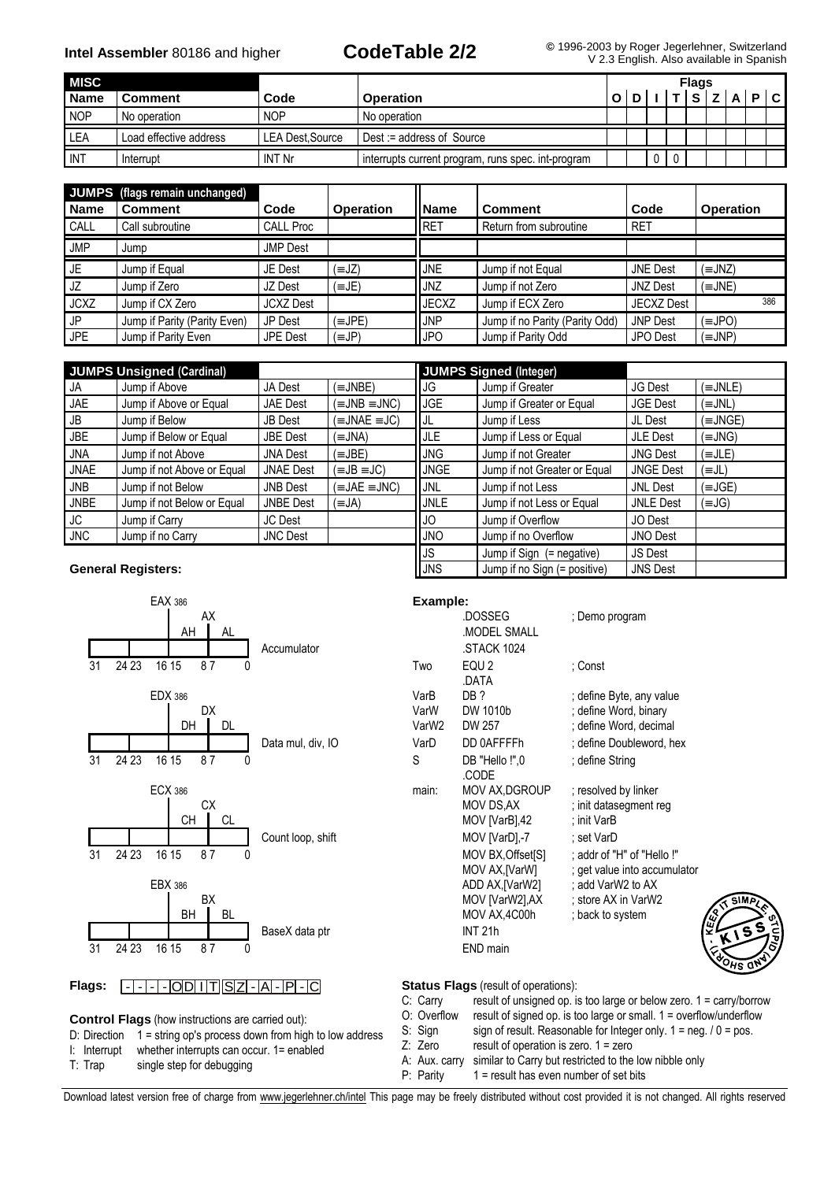**Intel Assembler** 80186 and higher

# CodeTable 2/2

© 1996-2003 by Roger Jegerlehner, Switzerland
V 2.3 English. Also available in Spanish

| MISC | | | | Flags | | | | | | | | |
|---|---|---|---|---|---|---|---|---|---|---|---|---|
| **Name** | **Comment** | **Code** | **Operation** | **O** | **D** | **I** | **T** | **S** | **Z** | **A** | **P** | **C** |
| NOP | No operation | NOP | No operation | | | | | | | | | |
| LEA | Load effective address | LEA Dest,Source | Dest := address of Source | | | | | | | | | |
| INT | Interrupt | INT Nr | interrupts current program, runs spec. int-program | | | 0 | 0 | | | | | |

| JUMPS (flags remain unchanged) | | | | | | | |
|---|---|---|---|---|---|---|---|
| **Name** | **Comment** | **Code** | **Operation** | **Name** | **Comment** | **Code** | **Operation** |
| CALL | Call subroutine | CALL Proc | | RET | Return from subroutine | RET | |
| JMP | Jump | JMP Dest | | | | | |
| JE | Jump if Equal | JE Dest | (≡JZ) | JNE | Jump if not Equal | JNE Dest | (≡JNZ) |
| JZ | Jump if Zero | JZ Dest | (≡JE) | JNZ | Jump if not Zero | JNZ Dest | (≡JNE) |
| JCXZ | Jump if CX Zero | JCXZ Dest | | JECXZ | Jump if ECX Zero | JECXZ Dest | 386 |
| JP | Jump if Parity (Parity Even) | JP Dest | (≡JPE) | JNP | Jump if no Parity (Parity Odd) | JNP Dest | (≡JPO) |
| JPE | Jump if Parity Even | JPE Dest | (≡JP) | JPO | Jump if Parity Odd | JPO Dest | (≡JNP) |

| JUMPS Unsigned (Cardinal) | | | | JUMPS Signed (Integer) | | | |
|---|---|---|---|---|---|---|---|
| JA | Jump if Above | JA Dest | (≡JNBE) | JG | Jump if Greater | JG Dest | (≡JNLE) |
| JAE | Jump if Above or Equal | JAE Dest | (≡JNB ≡JNC) | JGE | Jump if Greater or Equal | JGE Dest | (≡JNL) |
| JB | Jump if Below | JB Dest | (≡JNAE ≡JC) | JL | Jump if Less | JL Dest | (≡JNGE) |
| JBE | Jump if Below or Equal | JBE Dest | (≡JNA) | JLE | Jump if Less or Equal | JLE Dest | (≡JNG) |
| JNA | Jump if not Above | JNA Dest | (≡JBE) | JNG | Jump if not Greater | JNG Dest | (≡JLE) |
| JNAE | Jump if not Above or Equal | JNAE Dest | (≡JB ≡JC) | JNGE | Jump if not Greater or Equal | JNGE Dest | (≡JL) |
| JNB | Jump if not Below | JNB Dest | (≡JAE ≡JNC) | JNL | Jump if not Less | JNL Dest | (≡JGE) |
| JNBE | Jump if not Below or Equal | JNBE Dest | (≡JA) | JNLE | Jump if not Less or Equal | JNLE Dest | (≡JG) |
| JC | Jump if Carry | JC Dest | | JO | Jump if Overflow | JO Dest | |
| JNC | Jump if no Carry | JNC Dest | | JNO | Jump if no Overflow | JNO Dest | |
| | | | | JS | Jump if Sign (= negative) | JS Dest | |
| | | | | JNS | Jump if no Sign (= positive) | JNS Dest | |

**General Registers:**

EAX 386 — AX (AH | AL) — Accumulator
31 24 23 16 15 8 7 0

EDX 386 — DX (DH | DL) — Data mul, div, IO
31 24 23 16 15 8 7 0

ECX 386 — CX (CH | CL) — Count loop, shift
31 24 23 16 15 8 7 0

EBX 386 — BX (BH | BL) — BaseX data ptr
31 24 23 16 15 8 7 0

**Example:**

```
            .DOSSEG              ; Demo program
            .MODEL SMALL
            .STACK 1024
Two         EQU 2                ; Const
            .DATA
VarB        DB ?                 ; define Byte, any value
VarW        DW 1010b             ; define Word, binary
VarW2       DW 257               ; define Word, decimal
VarD        DD 0AFFFFh           ; define Doubleword, hex
S           DB "Hello !",0       ; define String
            .CODE
main:       MOV AX,DGROUP        ; resolved by linker
            MOV DS,AX            ; init datasegment reg
            MOV [VarB],42        ; init VarB
            MOV [VarD],-7        ; set VarD
            MOV BX,Offset[S]     ; addr of "H" of "Hello !"
            MOV AX,[VarW]        ; get value into accumulator
            ADD AX,[VarW2]       ; add VarW2 to AX
            MOV [VarW2],AX       ; store AX in VarW2
            MOV AX,4C00h         ; back to system
            INT 21h
            END main
```

KEEP IT SIMPLE AND STUPID — KISS

**Flags:** - | - | - | - | O | D | I | T | S | Z | - | A | - | P | - | C

**Control Flags** (how instructions are carried out):

- D: Direction — 1 = string op's process down from high to low address
- I: Interrupt — whether interrupts can occur. 1= enabled
- T: Trap — single step for debugging

**Status Flags** (result of operations):

- C: Carry — result of unsigned op. is too large or below zero. 1 = carry/borrow
- O: Overflow — result of signed op. is too large or small. 1 = overflow/underflow
- S: Sign — sign of result. Reasonable for Integer only. 1 = neg. / 0 = pos.
- Z: Zero — result of operation is zero. 1 = zero
- A: Aux. carry — similar to Carry but restricted to the low nibble only
- P: Parity — 1 = result has even number of set bits

Download latest version free of charge from www.jegerlehner.ch/intel This page may be freely distributed without cost provided it is not changed. All rights reserved